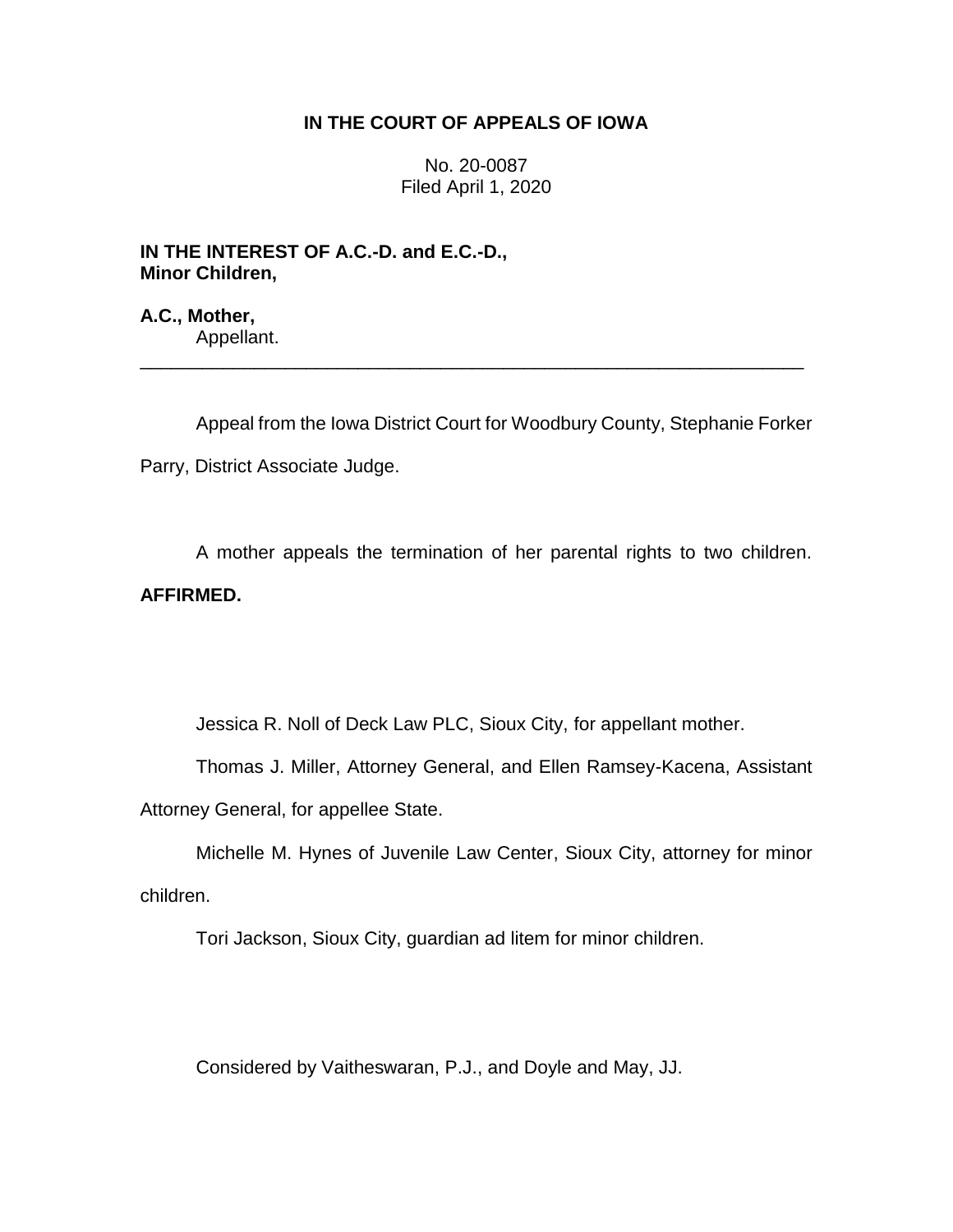**IN THE COURT OF APPEALS OF IOWA**

No. 20-0087
Filed April 1, 2020

**IN THE INTEREST OF A.C.-D. and E.C.-D., Minor Children,**

**A.C., Mother,**
Appellant.

---

Appeal from the Iowa District Court for Woodbury County, Stephanie Forker Parry, District Associate Judge.

A mother appeals the termination of her parental rights to two children. **AFFIRMED.**

Jessica R. Noll of Deck Law PLC, Sioux City, for appellant mother.

Thomas J. Miller, Attorney General, and Ellen Ramsey-Kacena, Assistant Attorney General, for appellee State.

Michelle M. Hynes of Juvenile Law Center, Sioux City, attorney for minor children.

Tori Jackson, Sioux City, guardian ad litem for minor children.

Considered by Vaitheswaran, P.J., and Doyle and May, JJ.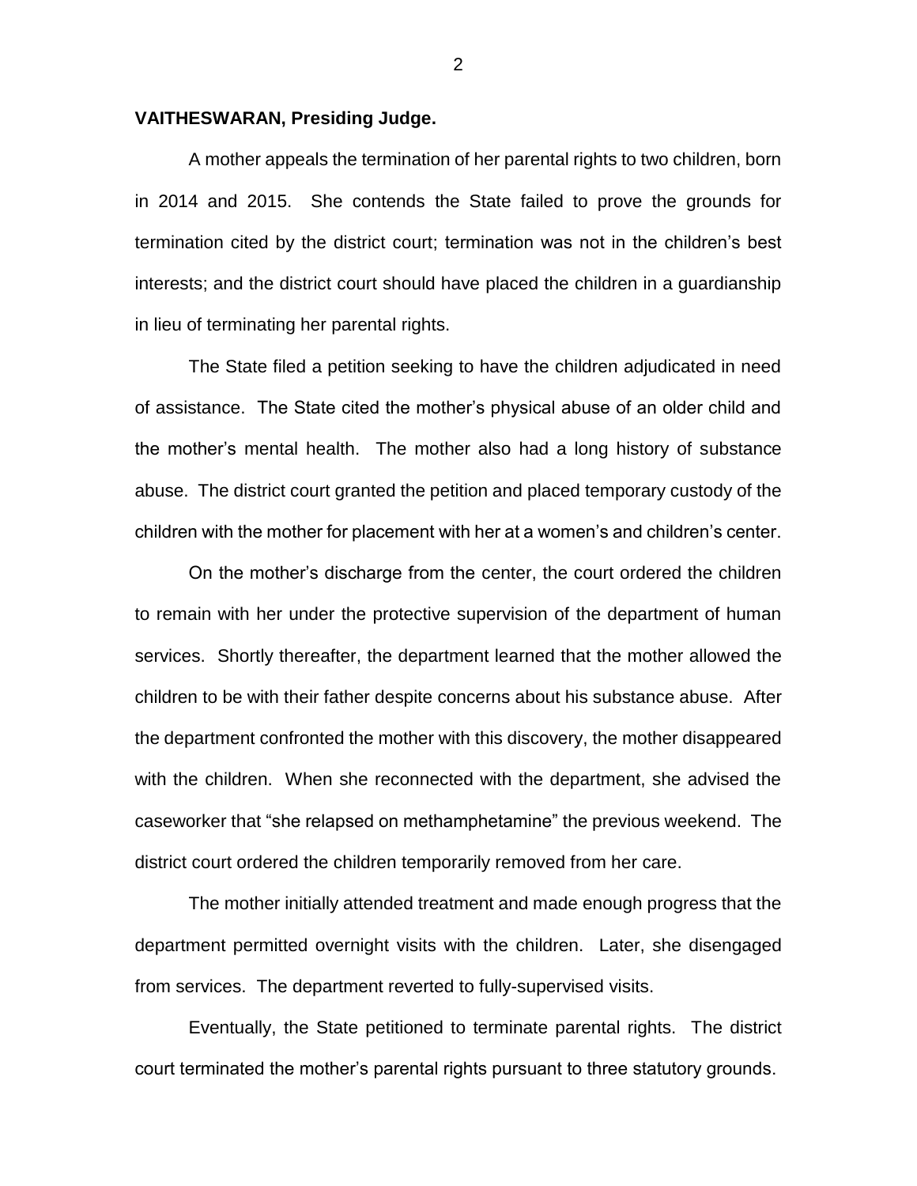**VAITHESWARAN, Presiding Judge.**

A mother appeals the termination of her parental rights to two children, born in 2014 and 2015. She contends the State failed to prove the grounds for termination cited by the district court; termination was not in the children's best interests; and the district court should have placed the children in a guardianship in lieu of terminating her parental rights.

The State filed a petition seeking to have the children adjudicated in need of assistance. The State cited the mother's physical abuse of an older child and the mother's mental health. The mother also had a long history of substance abuse. The district court granted the petition and placed temporary custody of the children with the mother for placement with her at a women's and children's center.

On the mother's discharge from the center, the court ordered the children to remain with her under the protective supervision of the department of human services. Shortly thereafter, the department learned that the mother allowed the children to be with their father despite concerns about his substance abuse. After the department confronted the mother with this discovery, the mother disappeared with the children. When she reconnected with the department, she advised the caseworker that "she relapsed on methamphetamine" the previous weekend. The district court ordered the children temporarily removed from her care.

The mother initially attended treatment and made enough progress that the department permitted overnight visits with the children. Later, she disengaged from services. The department reverted to fully-supervised visits.

Eventually, the State petitioned to terminate parental rights. The district court terminated the mother's parental rights pursuant to three statutory grounds.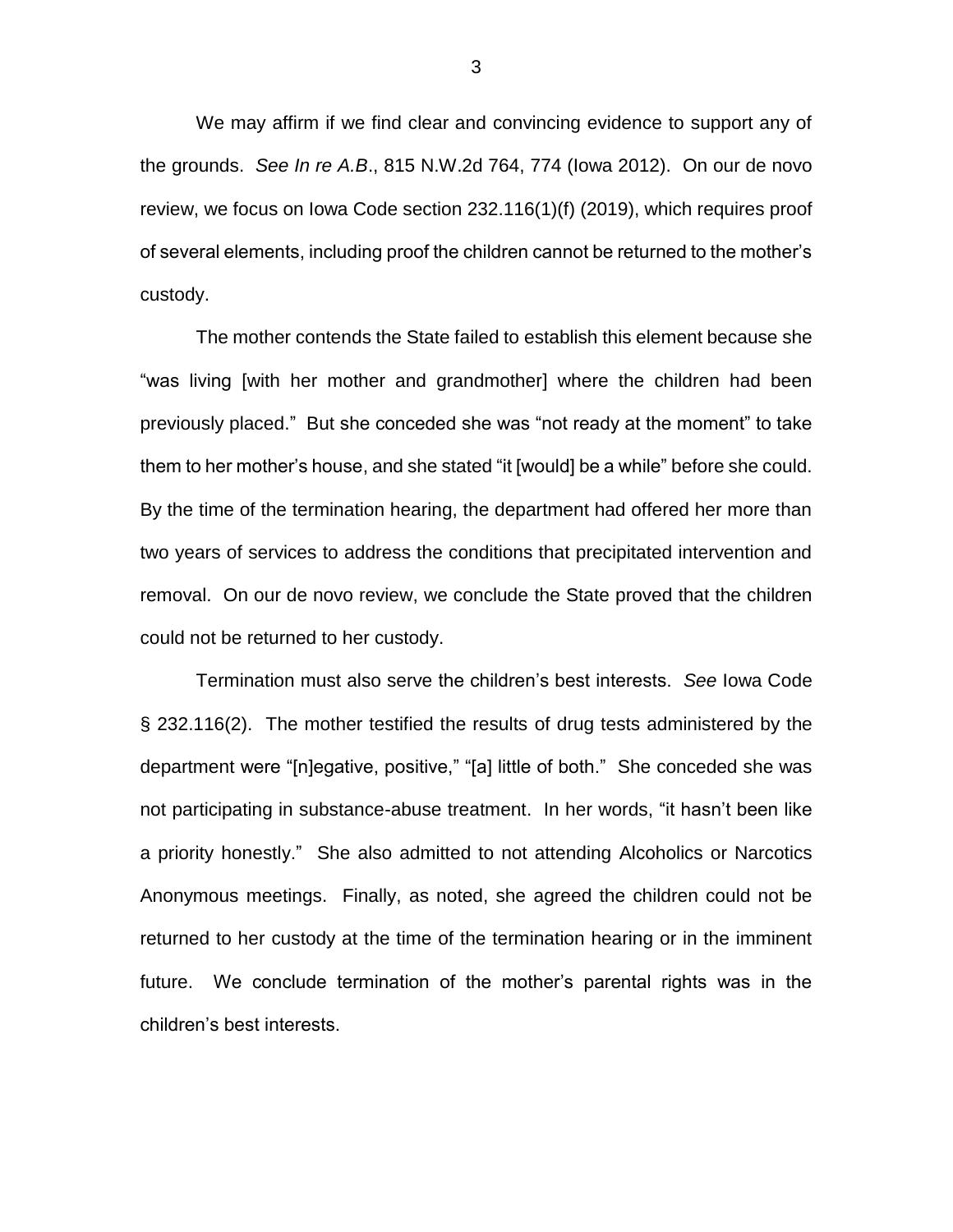We may affirm if we find clear and convincing evidence to support any of the grounds. *See In re A.B*., 815 N.W.2d 764, 774 (Iowa 2012). On our de novo review, we focus on Iowa Code section 232.116(1)(f) (2019), which requires proof of several elements, including proof the children cannot be returned to the mother's custody.

The mother contends the State failed to establish this element because she "was living [with her mother and grandmother] where the children had been previously placed." But she conceded she was "not ready at the moment" to take them to her mother's house, and she stated "it [would] be a while" before she could. By the time of the termination hearing, the department had offered her more than two years of services to address the conditions that precipitated intervention and removal. On our de novo review, we conclude the State proved that the children could not be returned to her custody.

Termination must also serve the children's best interests. *See* Iowa Code § 232.116(2). The mother testified the results of drug tests administered by the department were "[n]egative, positive," "[a] little of both." She conceded she was not participating in substance-abuse treatment. In her words, "it hasn't been like a priority honestly." She also admitted to not attending Alcoholics or Narcotics Anonymous meetings. Finally, as noted, she agreed the children could not be returned to her custody at the time of the termination hearing or in the imminent future. We conclude termination of the mother's parental rights was in the children's best interests.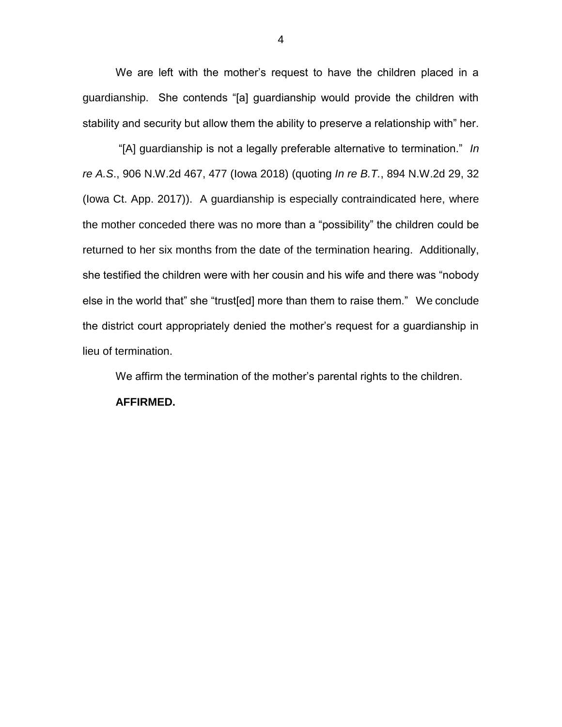We are left with the mother's request to have the children placed in a guardianship. She contends "[a] guardianship would provide the children with stability and security but allow them the ability to preserve a relationship with" her.

"[A] guardianship is not a legally preferable alternative to termination." *In re A.S.*, 906 N.W.2d 467, 477 (Iowa 2018) (quoting *In re B.T.*, 894 N.W.2d 29, 32 (Iowa Ct. App. 2017)). A guardianship is especially contraindicated here, where the mother conceded there was no more than a "possibility" the children could be returned to her six months from the date of the termination hearing. Additionally, she testified the children were with her cousin and his wife and there was "nobody else in the world that" she "trust[ed] more than them to raise them." We conclude the district court appropriately denied the mother's request for a guardianship in lieu of termination.

We affirm the termination of the mother's parental rights to the children.

**AFFIRMED.**